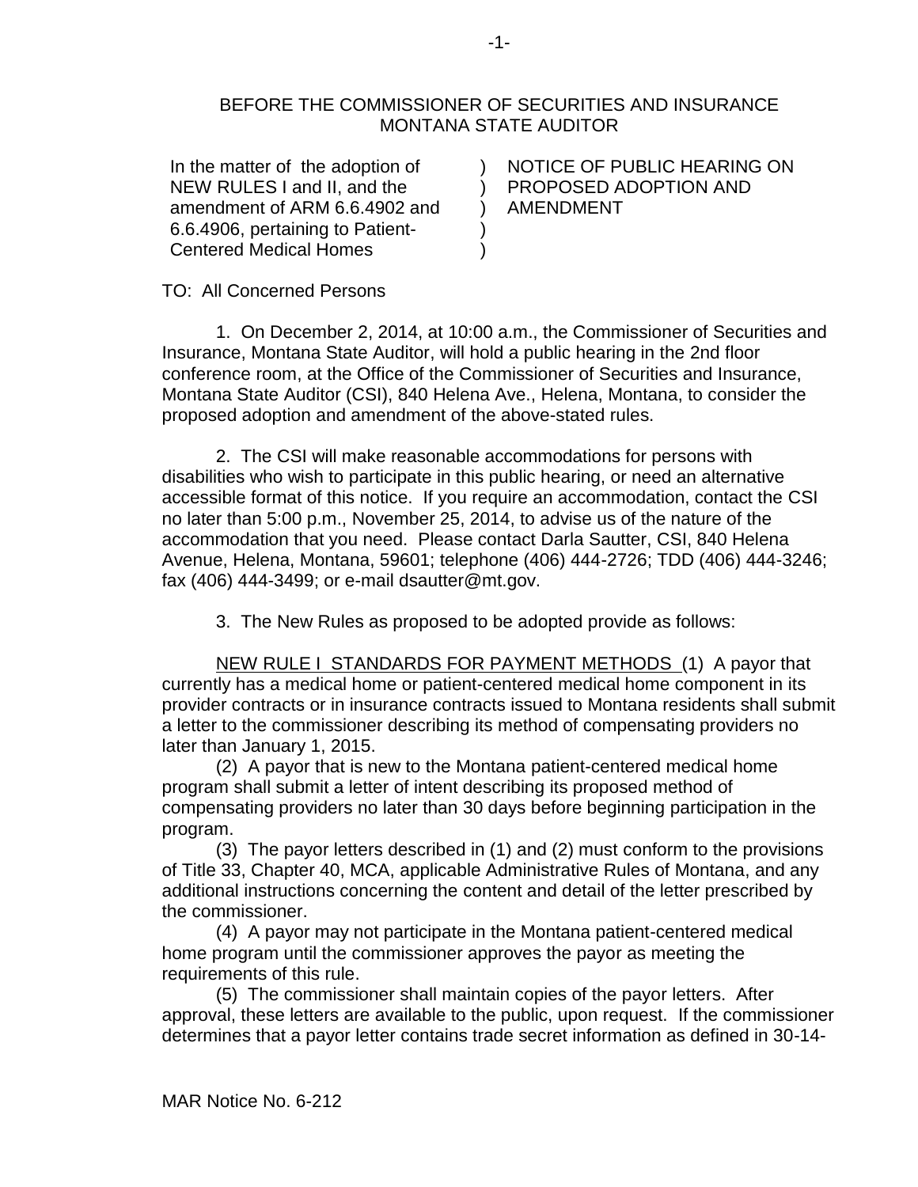BEFORE THE COMMISSIONER OF SECURITIES AND INSURANCE
MONTANA STATE AUDITOR

| | | |
|---|---|---|
| In the matter of the adoption of NEW RULES I and II, and the amendment of ARM 6.6.4902 and 6.6.4906, pertaining to Patient-Centered Medical Homes | ) ) ) ) ) | NOTICE OF PUBLIC HEARING ON PROPOSED ADOPTION AND AMENDMENT |

TO: All Concerned Persons

1. On December 2, 2014, at 10:00 a.m., the Commissioner of Securities and Insurance, Montana State Auditor, will hold a public hearing in the 2nd floor conference room, at the Office of the Commissioner of Securities and Insurance, Montana State Auditor (CSI), 840 Helena Ave., Helena, Montana, to consider the proposed adoption and amendment of the above-stated rules.

2. The CSI will make reasonable accommodations for persons with disabilities who wish to participate in this public hearing, or need an alternative accessible format of this notice. If you require an accommodation, contact the CSI no later than 5:00 p.m., November 25, 2014, to advise us of the nature of the accommodation that you need. Please contact Darla Sautter, CSI, 840 Helena Avenue, Helena, Montana, 59601; telephone (406) 444-2726; TDD (406) 444-3246; fax (406) 444-3499; or e-mail dsautter@mt.gov.

3. The New Rules as proposed to be adopted provide as follows:

NEW RULE I STANDARDS FOR PAYMENT METHODS (1) A payor that currently has a medical home or patient-centered medical home component in its provider contracts or in insurance contracts issued to Montana residents shall submit a letter to the commissioner describing its method of compensating providers no later than January 1, 2015.

(2) A payor that is new to the Montana patient-centered medical home program shall submit a letter of intent describing its proposed method of compensating providers no later than 30 days before beginning participation in the program.

(3) The payor letters described in (1) and (2) must conform to the provisions of Title 33, Chapter 40, MCA, applicable Administrative Rules of Montana, and any additional instructions concerning the content and detail of the letter prescribed by the commissioner.

(4) A payor may not participate in the Montana patient-centered medical home program until the commissioner approves the payor as meeting the requirements of this rule.

(5) The commissioner shall maintain copies of the payor letters. After approval, these letters are available to the public, upon request. If the commissioner determines that a payor letter contains trade secret information as defined in 30-14-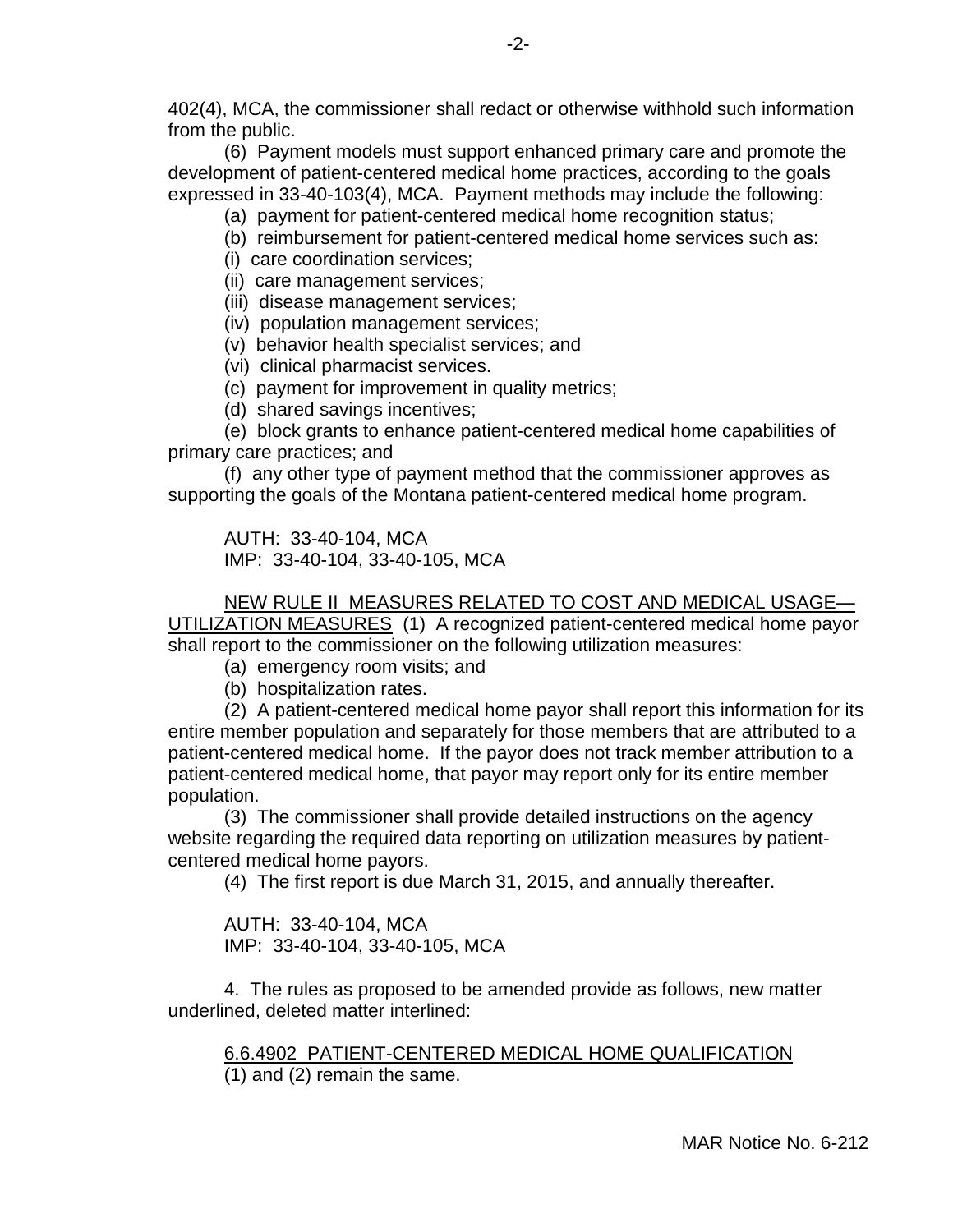402(4), MCA, the commissioner shall redact or otherwise withhold such information from the public.

(6) Payment models must support enhanced primary care and promote the development of patient-centered medical home practices, according to the goals expressed in 33-40-103(4), MCA. Payment methods may include the following:

(a) payment for patient-centered medical home recognition status;

(b) reimbursement for patient-centered medical home services such as:

(i) care coordination services;

(ii) care management services;

(iii) disease management services;

(iv) population management services;

(v) behavior health specialist services; and

(vi) clinical pharmacist services.

(c) payment for improvement in quality metrics;

(d) shared savings incentives;

(e) block grants to enhance patient-centered medical home capabilities of primary care practices; and

(f) any other type of payment method that the commissioner approves as supporting the goals of the Montana patient-centered medical home program.

AUTH: 33-40-104, MCA
IMP: 33-40-104, 33-40-105, MCA

NEW RULE II MEASURES RELATED TO COST AND MEDICAL USAGE—UTILIZATION MEASURES (1) A recognized patient-centered medical home payor shall report to the commissioner on the following utilization measures:

(a) emergency room visits; and

(b) hospitalization rates.

(2) A patient-centered medical home payor shall report this information for its entire member population and separately for those members that are attributed to a patient-centered medical home. If the payor does not track member attribution to a patient-centered medical home, that payor may report only for its entire member population.

(3) The commissioner shall provide detailed instructions on the agency website regarding the required data reporting on utilization measures by patient-centered medical home payors.

(4) The first report is due March 31, 2015, and annually thereafter.

AUTH: 33-40-104, MCA
IMP: 33-40-104, 33-40-105, MCA

4. The rules as proposed to be amended provide as follows, new matter underlined, deleted matter interlined:

6.6.4902 PATIENT-CENTERED MEDICAL HOME QUALIFICATION
(1) and (2) remain the same.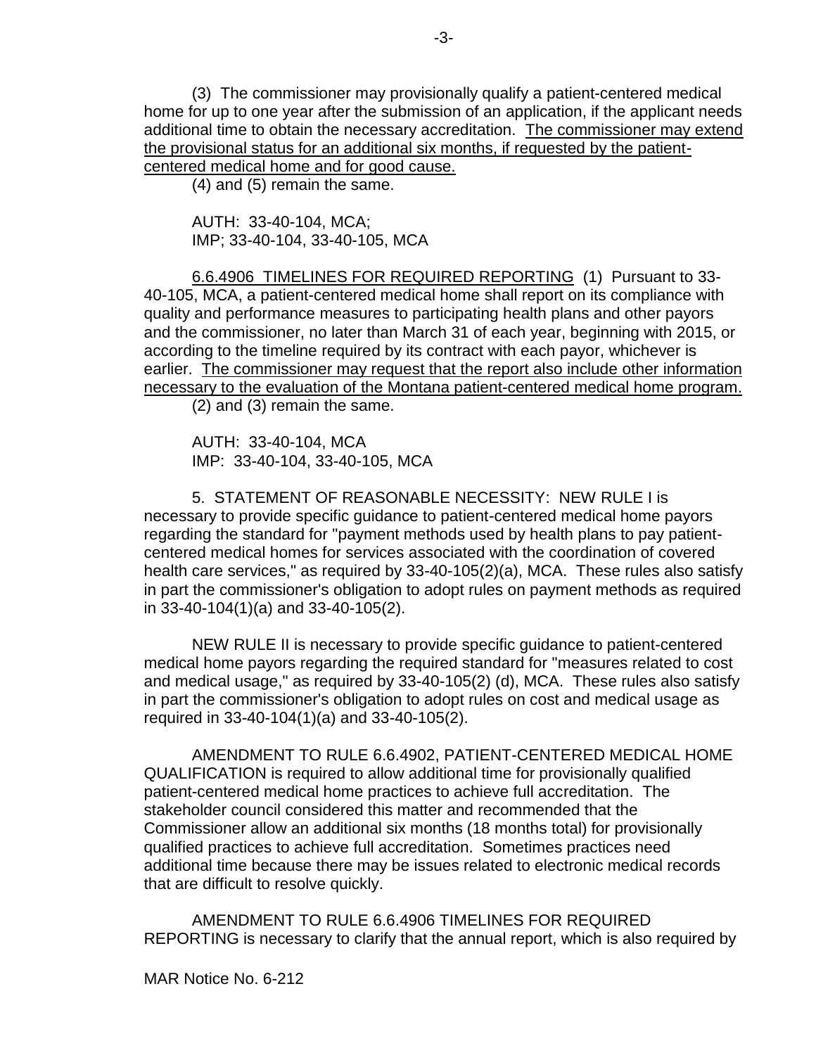(3) The commissioner may provisionally qualify a patient-centered medical home for up to one year after the submission of an application, if the applicant needs additional time to obtain the necessary accreditation. <u>The commissioner may extend the provisional status for an additional six months, if requested by the patient-centered medical home and for good cause.</u>

(4) and (5) remain the same.

AUTH: 33-40-104, MCA;
IMP; 33-40-104, 33-40-105, MCA

<u>6.6.4906 TIMELINES FOR REQUIRED REPORTING</u> (1) Pursuant to 33-40-105, MCA, a patient-centered medical home shall report on its compliance with quality and performance measures to participating health plans and other payors and the commissioner, no later than March 31 of each year, beginning with 2015, or according to the timeline required by its contract with each payor, whichever is earlier. <u>The commissioner may request that the report also include other information necessary to the evaluation of the Montana patient-centered medical home program.</u>

(2) and (3) remain the same.

AUTH: 33-40-104, MCA
IMP: 33-40-104, 33-40-105, MCA

5. STATEMENT OF REASONABLE NECESSITY: NEW RULE I is necessary to provide specific guidance to patient-centered medical home payors regarding the standard for "payment methods used by health plans to pay patient-centered medical homes for services associated with the coordination of covered health care services," as required by 33-40-105(2)(a), MCA. These rules also satisfy in part the commissioner's obligation to adopt rules on payment methods as required in 33-40-104(1)(a) and 33-40-105(2).

NEW RULE II is necessary to provide specific guidance to patient-centered medical home payors regarding the required standard for "measures related to cost and medical usage," as required by 33-40-105(2) (d), MCA. These rules also satisfy in part the commissioner's obligation to adopt rules on cost and medical usage as required in 33-40-104(1)(a) and 33-40-105(2).

AMENDMENT TO RULE 6.6.4902, PATIENT-CENTERED MEDICAL HOME QUALIFICATION is required to allow additional time for provisionally qualified patient-centered medical home practices to achieve full accreditation. The stakeholder council considered this matter and recommended that the Commissioner allow an additional six months (18 months total) for provisionally qualified practices to achieve full accreditation. Sometimes practices need additional time because there may be issues related to electronic medical records that are difficult to resolve quickly.

AMENDMENT TO RULE 6.6.4906 TIMELINES FOR REQUIRED REPORTING is necessary to clarify that the annual report, which is also required by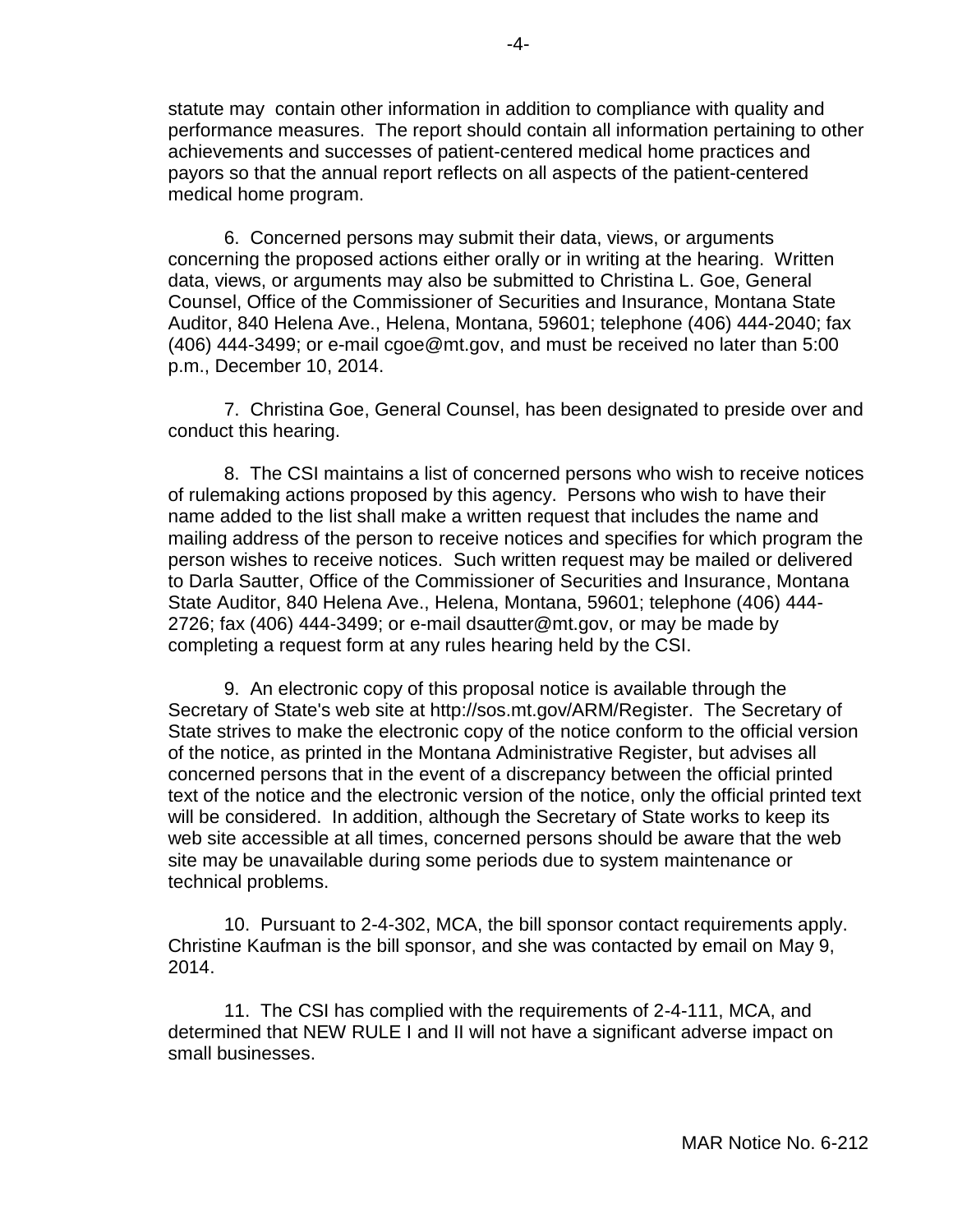statute may contain other information in addition to compliance with quality and performance measures. The report should contain all information pertaining to other achievements and successes of patient-centered medical home practices and payors so that the annual report reflects on all aspects of the patient-centered medical home program.

6. Concerned persons may submit their data, views, or arguments concerning the proposed actions either orally or in writing at the hearing. Written data, views, or arguments may also be submitted to Christina L. Goe, General Counsel, Office of the Commissioner of Securities and Insurance, Montana State Auditor, 840 Helena Ave., Helena, Montana, 59601; telephone (406) 444-2040; fax (406) 444-3499; or e-mail cgoe@mt.gov, and must be received no later than 5:00 p.m., December 10, 2014.

7. Christina Goe, General Counsel, has been designated to preside over and conduct this hearing.

8. The CSI maintains a list of concerned persons who wish to receive notices of rulemaking actions proposed by this agency. Persons who wish to have their name added to the list shall make a written request that includes the name and mailing address of the person to receive notices and specifies for which program the person wishes to receive notices. Such written request may be mailed or delivered to Darla Sautter, Office of the Commissioner of Securities and Insurance, Montana State Auditor, 840 Helena Ave., Helena, Montana, 59601; telephone (406) 444-2726; fax (406) 444-3499; or e-mail dsautter@mt.gov, or may be made by completing a request form at any rules hearing held by the CSI.

9. An electronic copy of this proposal notice is available through the Secretary of State's web site at http://sos.mt.gov/ARM/Register. The Secretary of State strives to make the electronic copy of the notice conform to the official version of the notice, as printed in the Montana Administrative Register, but advises all concerned persons that in the event of a discrepancy between the official printed text of the notice and the electronic version of the notice, only the official printed text will be considered. In addition, although the Secretary of State works to keep its web site accessible at all times, concerned persons should be aware that the web site may be unavailable during some periods due to system maintenance or technical problems.

10. Pursuant to 2-4-302, MCA, the bill sponsor contact requirements apply. Christine Kaufman is the bill sponsor, and she was contacted by email on May 9, 2014.

11. The CSI has complied with the requirements of 2-4-111, MCA, and determined that NEW RULE I and II will not have a significant adverse impact on small businesses.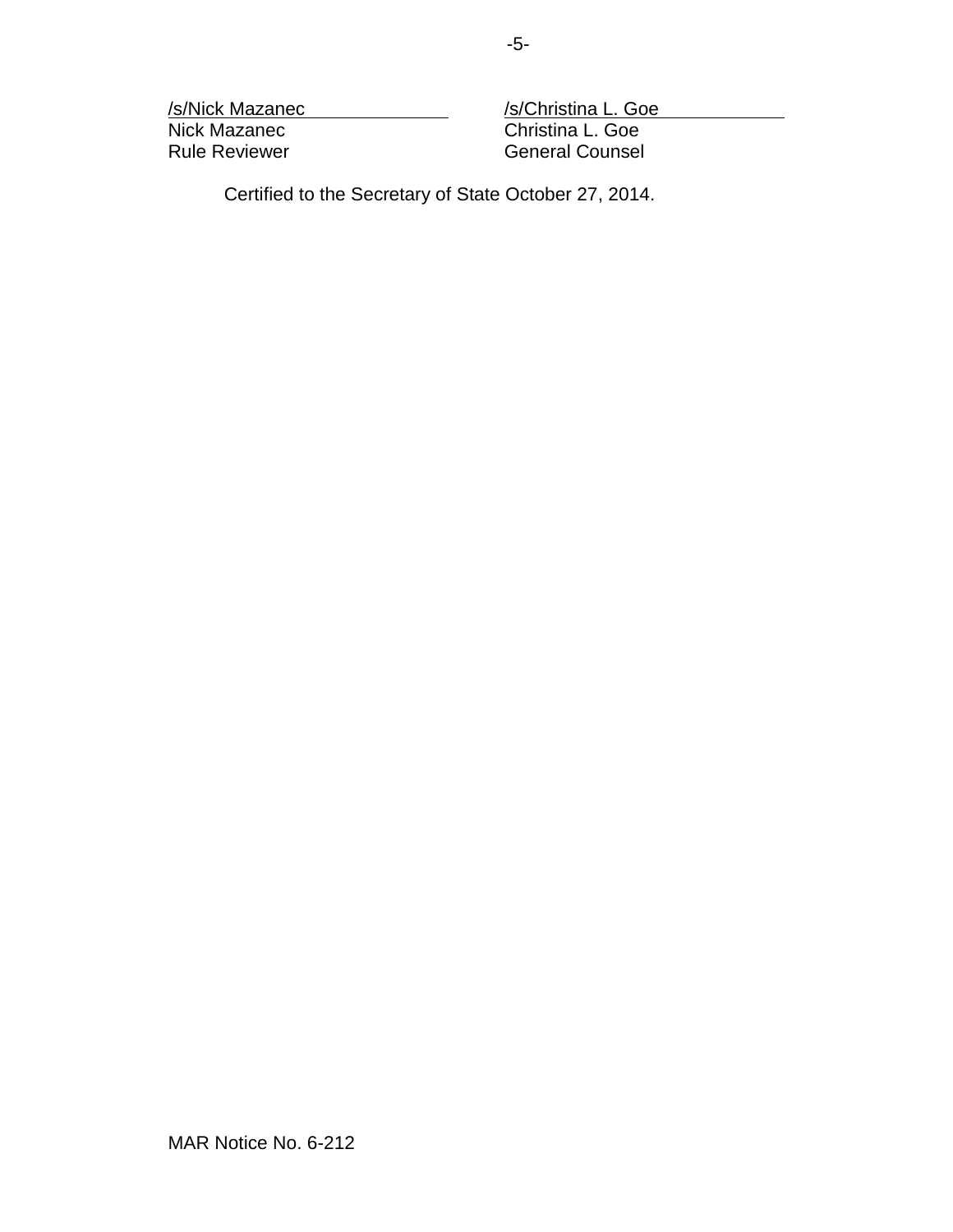| | |
|---|---|
| /s/Nick Mazanec | /s/Christina L. Goe |
| Nick Mazanec | Christina L. Goe |
| Rule Reviewer | General Counsel |

Certified to the Secretary of State October 27, 2014.